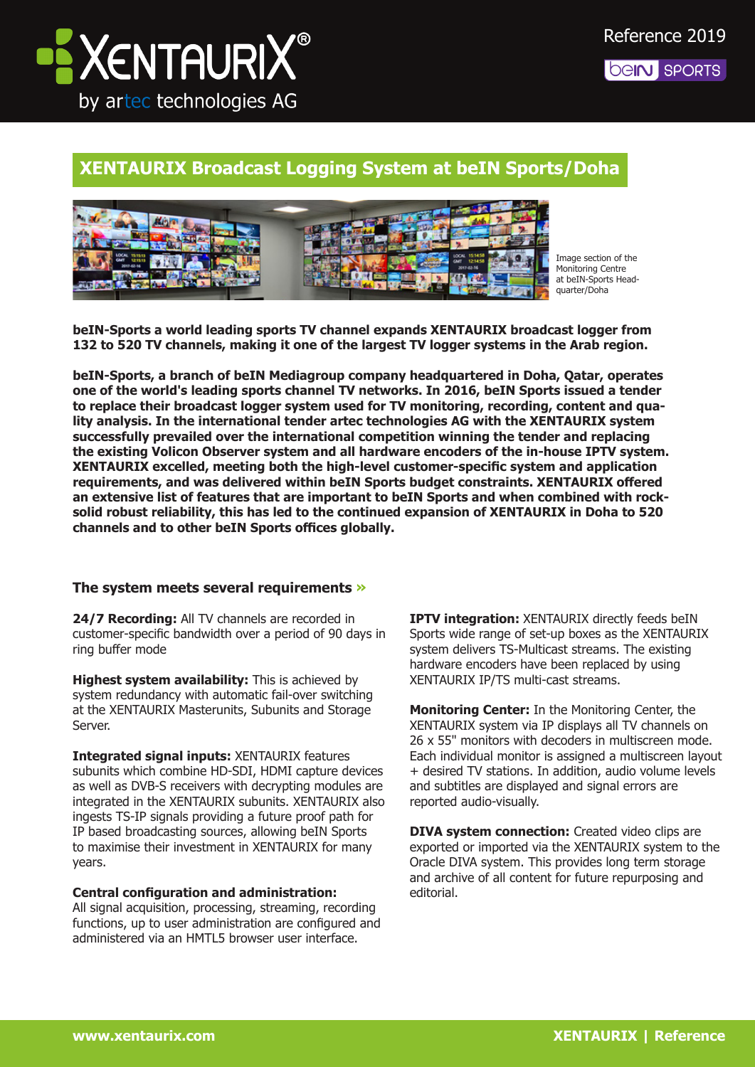XENTAURIX® by artec technologies AG

Reference 2019

# XENTAURIX Broadcast Logging System at beIN Sports/Doha

Image section of the Monitoring Centre at beIN-Sports Head-quarter/Doha

**beIN-Sports a world leading sports TV channel expands XENTAURIX broadcast logger from 132 to 520 TV channels, making it one of the largest TV logger systems in the Arab region.**

**beIN-Sports, a branch of beIN Mediagroup company headquartered in Doha, Qatar, operates one of the world's leading sports channel TV networks. In 2016, beIN Sports issued a tender to replace their broadcast logger system used for TV monitoring, recording, content and quality analysis. In the international tender artec technologies AG with the XENTAURIX system successfully prevailed over the international competition winning the tender and replacing the existing Volicon Observer system and all hardware encoders of the in-house IPTV system. XENTAURIX excelled, meeting both the high-level customer-specific system and application requirements, and was delivered within beIN Sports budget constraints. XENTAURIX offered an extensive list of features that are important to beIN Sports and when combined with rock-solid robust reliability, this has led to the continued expansion of XENTAURIX in Doha to 520 channels and to other beIN Sports offices globally.**

## The system meets several requirements »

**24/7 Recording:** All TV channels are recorded in customer-specific bandwidth over a period of 90 days in ring buffer mode

**Highest system availability:** This is achieved by system redundancy with automatic fail-over switching at the XENTAURIX Masterunits, Subunits and Storage Server.

**Integrated signal inputs:** XENTAURIX features subunits which combine HD-SDI, HDMI capture devices as well as DVB-S receivers with decrypting modules are integrated in the XENTAURIX subunits. XENTAURIX also ingests TS-IP signals providing a future proof path for IP based broadcasting sources, allowing beIN Sports to maximise their investment in XENTAURIX for many years.

**Central configuration and administration:**
All signal acquisition, processing, streaming, recording functions, up to user administration are configured and administered via an HMTL5 browser user interface.

**IPTV integration:** XENTAURIX directly feeds beIN Sports wide range of set-up boxes as the XENTAURIX system delivers TS-Multicast streams. The existing hardware encoders have been replaced by using XENTAURIX IP/TS multi-cast streams.

**Monitoring Center:** In the Monitoring Center, the XENTAURIX system via IP displays all TV channels on 26 x 55" monitors with decoders in multiscreen mode. Each individual monitor is assigned a multiscreen layout + desired TV stations. In addition, audio volume levels and subtitles are displayed and signal errors are reported audio-visually.

**DIVA system connection:** Created video clips are exported or imported via the XENTAURIX system to the Oracle DIVA system. This provides long term storage and archive of all content for future repurposing and editorial.

www.xentaurix.com | XENTAURIX | Reference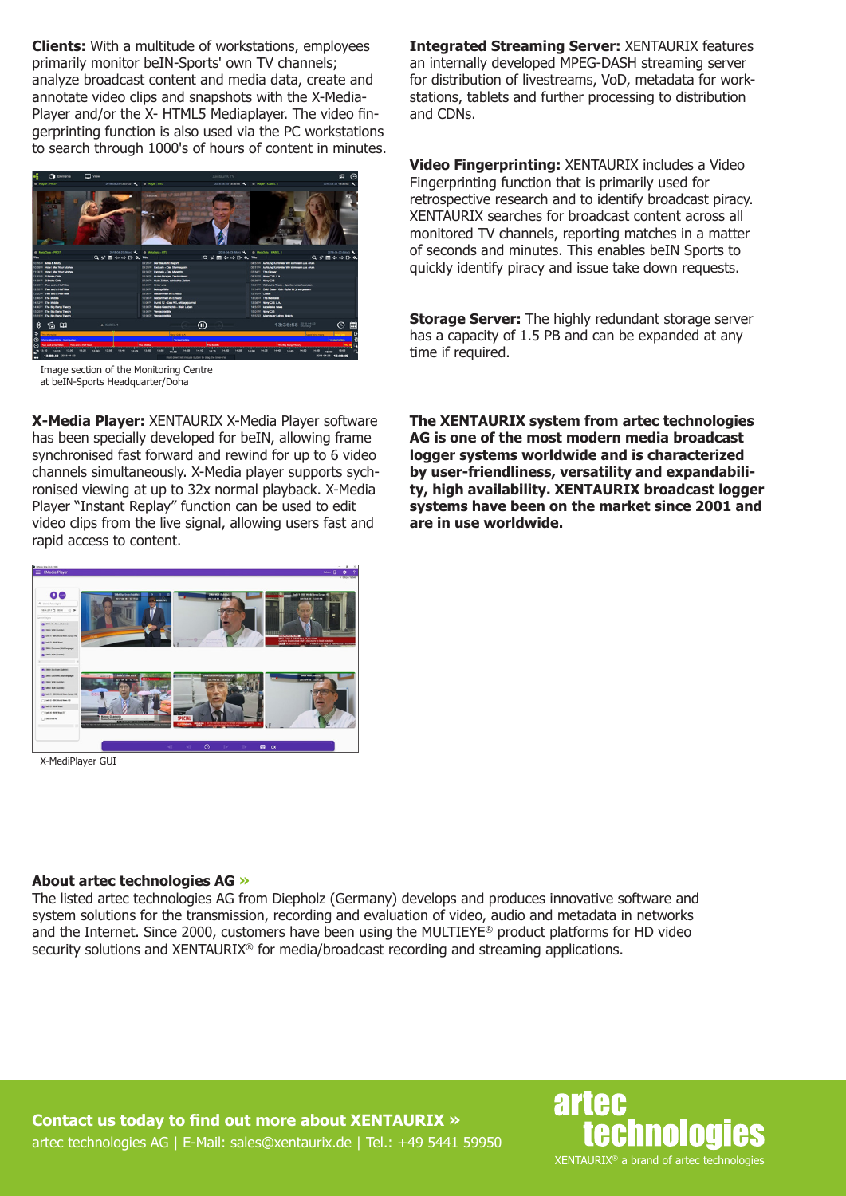**Clients:** With a multitude of workstations, employees primarily monitor beIN-Sports' own TV channels; analyze broadcast content and media data, create and annotate video clips and snapshots with the X-Media-Player and/or the X- HTML5 Mediaplayer. The video fingerprinting function is also used via the PC workstations to search through 1000's of hours of content in minutes.

Image section of the Monitoring Centre at beIN-Sports Headquarter/Doha

**X-Media Player:** XENTAURIX X-Media Player software has been specially developed for beIN, allowing frame synchronised fast forward and rewind for up to 6 video channels simultaneously. X-Media player supports synchronised viewing at up to 32x normal playback. X-Media Player "Instant Replay" function can be used to edit video clips from the live signal, allowing users fast and rapid access to content.

X-MediPlayer GUI

**Integrated Streaming Server:** XENTAURIX features an internally developed MPEG-DASH streaming server for distribution of livestreams, VoD, metadata for workstations, tablets and further processing to distribution and CDNs.

**Video Fingerprinting:** XENTAURIX includes a Video Fingerprinting function that is primarily used for retrospective research and to identify broadcast piracy. XENTAURIX searches for broadcast content across all monitored TV channels, reporting matches in a matter of seconds and minutes. This enables beIN Sports to quickly identify piracy and issue take down requests.

**Storage Server:** The highly redundant storage server has a capacity of 1.5 PB and can be expanded at any time if required.

**The XENTAURIX system from artec technologies AG is one of the most modern media broadcast logger systems worldwide and is characterized by user-friendliness, versatility and expandability, high availability. XENTAURIX broadcast logger systems have been on the market since 2001 and are in use worldwide.**

**About artec technologies AG »**

The listed artec technologies AG from Diepholz (Germany) develops and produces innovative software and system solutions for the transmission, recording and evaluation of video, audio and metadata in networks and the Internet. Since 2000, customers have been using the MULTIEYE® product platforms for HD video security solutions and XENTAURIX® for media/broadcast recording and streaming applications.

**Contact us today to find out more about XENTAURIX »**

artec technologies AG | E-Mail: sales@xentaurix.de | Tel.: +49 5441 59950

artec technologies

XENTAURIX® a brand of artec technologies